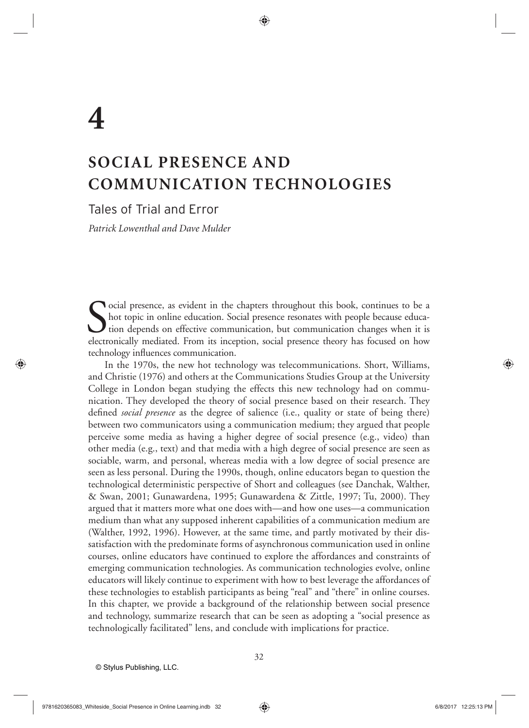# 4

# SOCIAL PRESENCE AND COMMUNICATION TECHNOLOGIES

## Tales of Trial and Error

*Patrick Lowenthal and Dave Mulder*

Social presence, as evident in the chapters throughout this book, continues to be a hot topic in online education. Social presence resonates with people because education depends on effective communication, but communication changes when it is electronically mediated. From its inception, social presence theory has focused on how technology influences communication.

In the 1970s, the new hot technology was telecommunications. Short, Williams, and Christie (1976) and others at the Communications Studies Group at the University College in London began studying the effects this new technology had on communication. They developed the theory of social presence based on their research. They defined *social presence* as the degree of salience (i.e., quality or state of being there) between two communicators using a communication medium; they argued that people perceive some media as having a higher degree of social presence (e.g., video) than other media (e.g., text) and that media with a high degree of social presence are seen as sociable, warm, and personal, whereas media with a low degree of social presence are seen as less personal. During the 1990s, though, online educators began to question the technological deterministic perspective of Short and colleagues (see Danchak, Walther, & Swan, 2001; Gunawardena, 1995; Gunawardena & Zittle, 1997; Tu, 2000). They argued that it matters more what one does with—and how one uses—a communication medium than what any supposed inherent capabilities of a communication medium are (Walther, 1992, 1996). However, at the same time, and partly motivated by their dissatisfaction with the predominate forms of asynchronous communication used in online courses, online educators have continued to explore the affordances and constraints of emerging communication technologies. As communication technologies evolve, online educators will likely continue to experiment with how to best leverage the affordances of these technologies to establish participants as being "real" and "there" in online courses. In this chapter, we provide a background of the relationship between social presence and technology, summarize research that can be seen as adopting a "social presence as technologically facilitated" lens, and conclude with implications for practice.

© Stylus Publishing, LLC.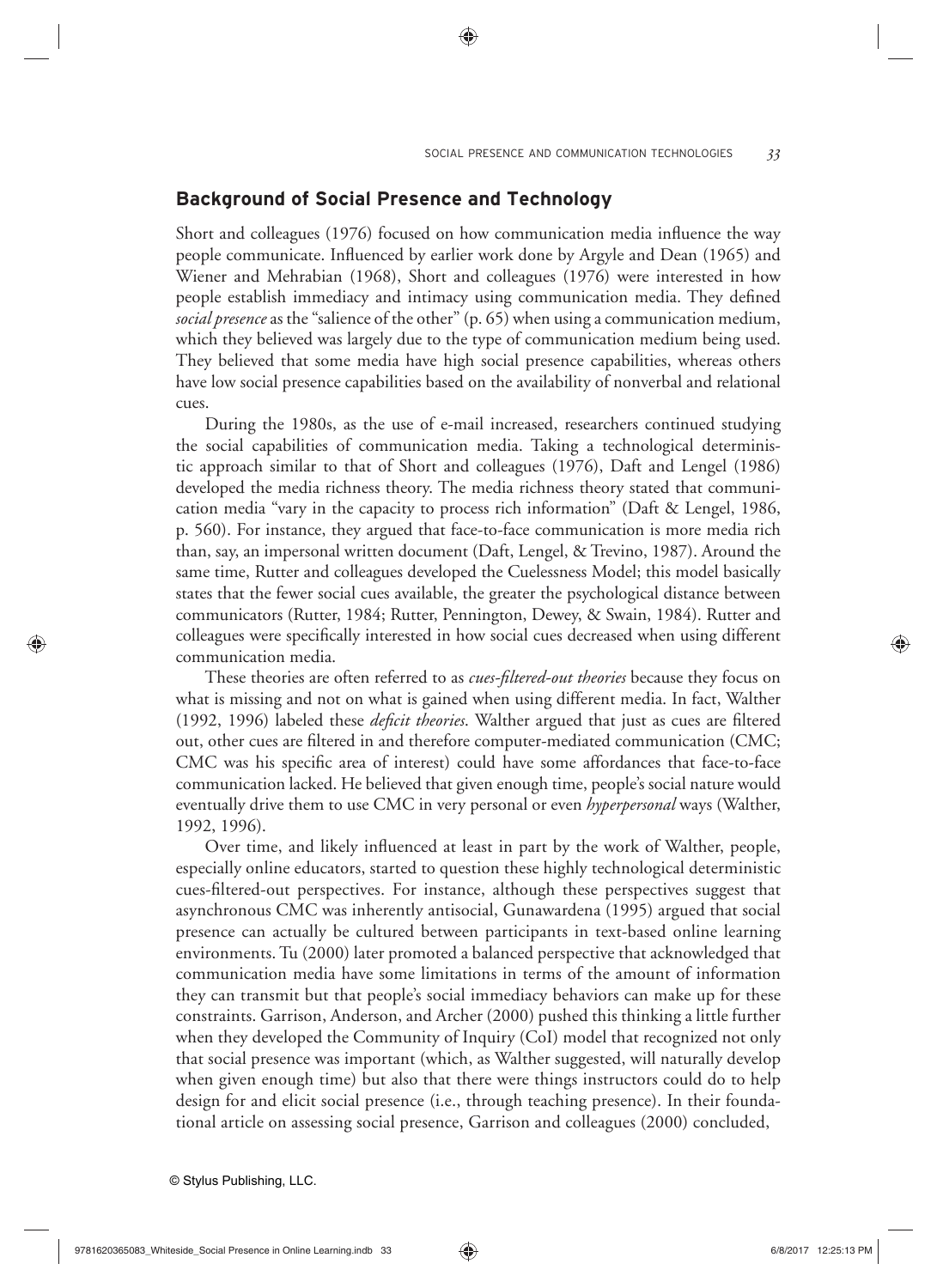## Background of Social Presence and Technology

Short and colleagues (1976) focused on how communication media influence the way people communicate. Influenced by earlier work done by Argyle and Dean (1965) and Wiener and Mehrabian (1968), Short and colleagues (1976) were interested in how people establish immediacy and intimacy using communication media. They defined *social presence* as the "salience of the other" (p. 65) when using a communication medium, which they believed was largely due to the type of communication medium being used. They believed that some media have high social presence capabilities, whereas others have low social presence capabilities based on the availability of nonverbal and relational cues.

During the 1980s, as the use of e-mail increased, researchers continued studying the social capabilities of communication media. Taking a technological deterministic approach similar to that of Short and colleagues (1976), Daft and Lengel (1986) developed the media richness theory. The media richness theory stated that communication media "vary in the capacity to process rich information" (Daft & Lengel, 1986, p. 560). For instance, they argued that face-to-face communication is more media rich than, say, an impersonal written document (Daft, Lengel, & Trevino, 1987). Around the same time, Rutter and colleagues developed the Cuelessness Model; this model basically states that the fewer social cues available, the greater the psychological distance between communicators (Rutter, 1984; Rutter, Pennington, Dewey, & Swain, 1984). Rutter and colleagues were specifically interested in how social cues decreased when using different communication media.

These theories are often referred to as *cues-filtered-out theories* because they focus on what is missing and not on what is gained when using different media. In fact, Walther (1992, 1996) labeled these *deficit theories*. Walther argued that just as cues are filtered out, other cues are filtered in and therefore computer-mediated communication (CMC; CMC was his specific area of interest) could have some affordances that face-to-face communication lacked. He believed that given enough time, people's social nature would eventually drive them to use CMC in very personal or even *hyperpersonal* ways (Walther, 1992, 1996).

Over time, and likely influenced at least in part by the work of Walther, people, especially online educators, started to question these highly technological deterministic cues-filtered-out perspectives. For instance, although these perspectives suggest that asynchronous CMC was inherently antisocial, Gunawardena (1995) argued that social presence can actually be cultured between participants in text-based online learning environments. Tu (2000) later promoted a balanced perspective that acknowledged that communication media have some limitations in terms of the amount of information they can transmit but that people's social immediacy behaviors can make up for these constraints. Garrison, Anderson, and Archer (2000) pushed this thinking a little further when they developed the Community of Inquiry (CoI) model that recognized not only that social presence was important (which, as Walther suggested, will naturally develop when given enough time) but also that there were things instructors could do to help design for and elicit social presence (i.e., through teaching presence). In their foundational article on assessing social presence, Garrison and colleagues (2000) concluded,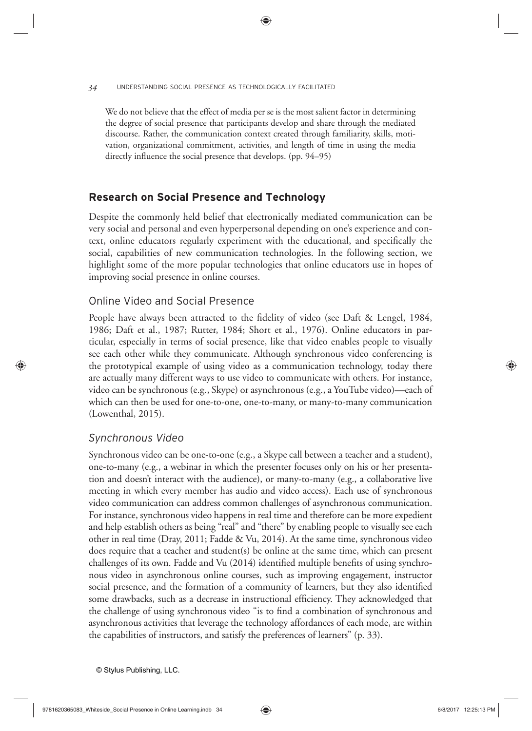> We do not believe that the effect of media per se is the most salient factor in determining the degree of social presence that participants develop and share through the mediated discourse. Rather, the communication context created through familiarity, skills, motivation, organizational commitment, activities, and length of time in using the media directly influence the social presence that develops. (pp. 94–95)

## Research on Social Presence and Technology

Despite the commonly held belief that electronically mediated communication can be very social and personal and even hyperpersonal depending on one's experience and context, online educators regularly experiment with the educational, and specifically the social, capabilities of new communication technologies. In the following section, we highlight some of the more popular technologies that online educators use in hopes of improving social presence in online courses.

### Online Video and Social Presence

People have always been attracted to the fidelity of video (see Daft & Lengel, 1984, 1986; Daft et al., 1987; Rutter, 1984; Short et al., 1976). Online educators in particular, especially in terms of social presence, like that video enables people to visually see each other while they communicate. Although synchronous video conferencing is the prototypical example of using video as a communication technology, today there are actually many different ways to use video to communicate with others. For instance, video can be synchronous (e.g., Skype) or asynchronous (e.g., a YouTube video)—each of which can then be used for one-to-one, one-to-many, or many-to-many communication (Lowenthal, 2015).

#### *Synchronous Video*

Synchronous video can be one-to-one (e.g., a Skype call between a teacher and a student), one-to-many (e.g., a webinar in which the presenter focuses only on his or her presentation and doesn't interact with the audience), or many-to-many (e.g., a collaborative live meeting in which every member has audio and video access). Each use of synchronous video communication can address common challenges of asynchronous communication. For instance, synchronous video happens in real time and therefore can be more expedient and help establish others as being "real" and "there" by enabling people to visually see each other in real time (Dray, 2011; Fadde & Vu, 2014). At the same time, synchronous video does require that a teacher and student(s) be online at the same time, which can present challenges of its own. Fadde and Vu (2014) identified multiple benefits of using synchronous video in asynchronous online courses, such as improving engagement, instructor social presence, and the formation of a community of learners, but they also identified some drawbacks, such as a decrease in instructional efficiency. They acknowledged that the challenge of using synchronous video "is to find a combination of synchronous and asynchronous activities that leverage the technology affordances of each mode, are within the capabilities of instructors, and satisfy the preferences of learners" (p. 33).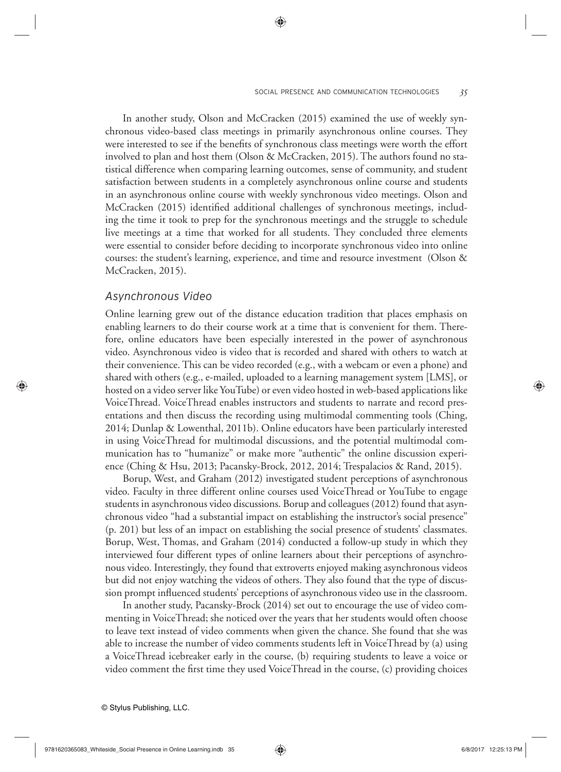In another study, Olson and McCracken (2015) examined the use of weekly synchronous video-based class meetings in primarily asynchronous online courses. They were interested to see if the benefits of synchronous class meetings were worth the effort involved to plan and host them (Olson & McCracken, 2015). The authors found no statistical difference when comparing learning outcomes, sense of community, and student satisfaction between students in a completely asynchronous online course and students in an asynchronous online course with weekly synchronous video meetings. Olson and McCracken (2015) identified additional challenges of synchronous meetings, including the time it took to prep for the synchronous meetings and the struggle to schedule live meetings at a time that worked for all students. They concluded three elements were essential to consider before deciding to incorporate synchronous video into online courses: the student's learning, experience, and time and resource investment (Olson & McCracken, 2015).

### *Asynchronous Video*

Online learning grew out of the distance education tradition that places emphasis on enabling learners to do their course work at a time that is convenient for them. Therefore, online educators have been especially interested in the power of asynchronous video. Asynchronous video is video that is recorded and shared with others to watch at their convenience. This can be video recorded (e.g., with a webcam or even a phone) and shared with others (e.g., e-mailed, uploaded to a learning management system [LMS], or hosted on a video server like YouTube) or even video hosted in web-based applications like VoiceThread. VoiceThread enables instructors and students to narrate and record presentations and then discuss the recording using multimodal commenting tools (Ching, 2014; Dunlap & Lowenthal, 2011b). Online educators have been particularly interested in using VoiceThread for multimodal discussions, and the potential multimodal communication has to "humanize" or make more "authentic" the online discussion experience (Ching & Hsu, 2013; Pacansky-Brock, 2012, 2014; Trespalacios & Rand, 2015).

Borup, West, and Graham (2012) investigated student perceptions of asynchronous video. Faculty in three different online courses used VoiceThread or YouTube to engage students in asynchronous video discussions. Borup and colleagues (2012) found that asynchronous video "had a substantial impact on establishing the instructor's social presence" (p. 201) but less of an impact on establishing the social presence of students' classmates. Borup, West, Thomas, and Graham (2014) conducted a follow-up study in which they interviewed four different types of online learners about their perceptions of asynchronous video. Interestingly, they found that extroverts enjoyed making asynchronous videos but did not enjoy watching the videos of others. They also found that the type of discussion prompt influenced students' perceptions of asynchronous video use in the classroom.

In another study, Pacansky-Brock (2014) set out to encourage the use of video commenting in VoiceThread; she noticed over the years that her students would often choose to leave text instead of video comments when given the chance. She found that she was able to increase the number of video comments students left in VoiceThread by (a) using a VoiceThread icebreaker early in the course, (b) requiring students to leave a voice or video comment the first time they used VoiceThread in the course, (c) providing choices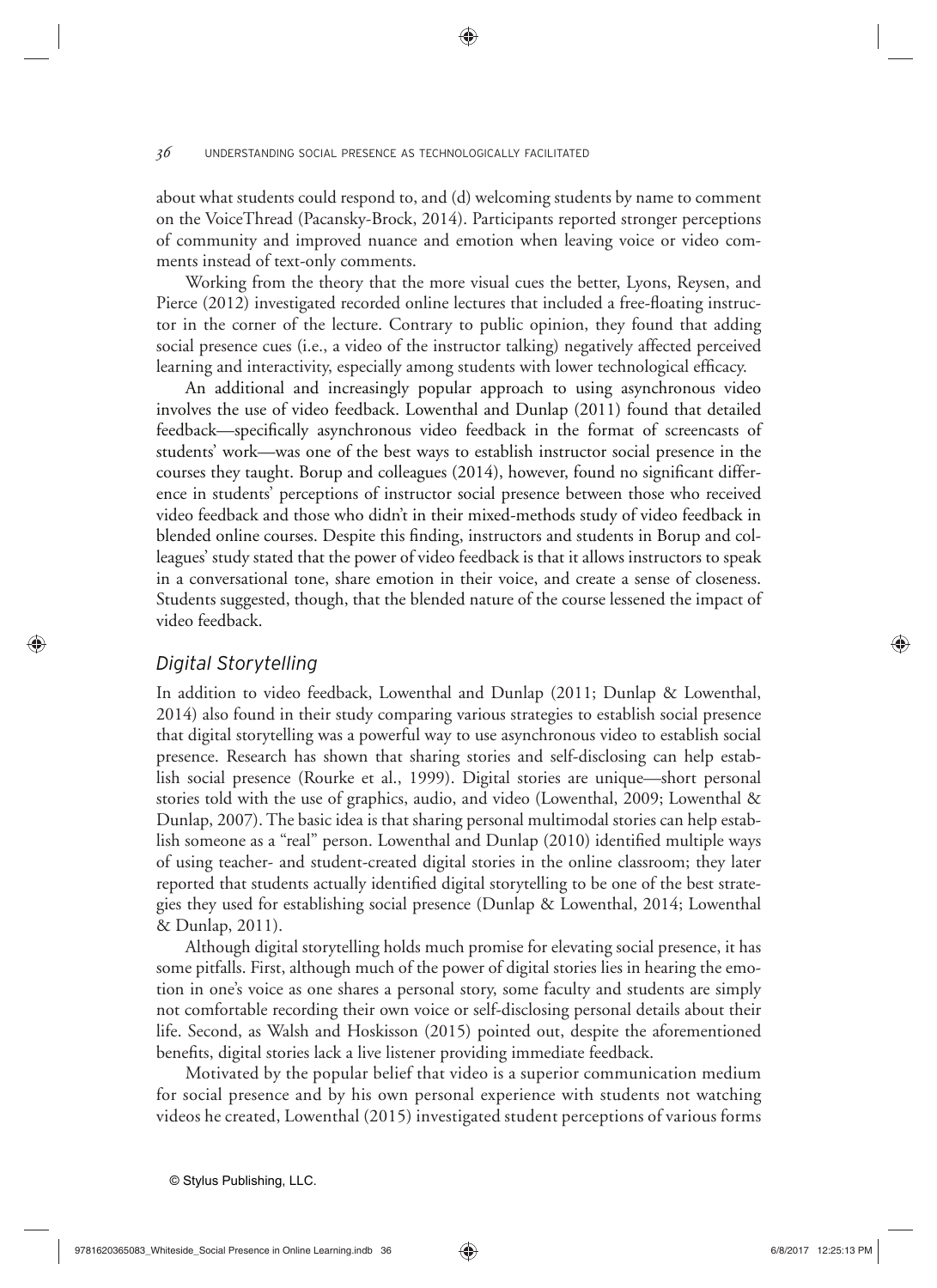about what students could respond to, and (d) welcoming students by name to comment on the VoiceThread (Pacansky-Brock, 2014). Participants reported stronger perceptions of community and improved nuance and emotion when leaving voice or video comments instead of text-only comments.

Working from the theory that the more visual cues the better, Lyons, Reysen, and Pierce (2012) investigated recorded online lectures that included a free-floating instructor in the corner of the lecture. Contrary to public opinion, they found that adding social presence cues (i.e., a video of the instructor talking) negatively affected perceived learning and interactivity, especially among students with lower technological efficacy.

An additional and increasingly popular approach to using asynchronous video involves the use of video feedback. Lowenthal and Dunlap (2011) found that detailed feedback—specifically asynchronous video feedback in the format of screencasts of students' work—was one of the best ways to establish instructor social presence in the courses they taught. Borup and colleagues (2014), however, found no significant difference in students' perceptions of instructor social presence between those who received video feedback and those who didn't in their mixed-methods study of video feedback in blended online courses. Despite this finding, instructors and students in Borup and colleagues' study stated that the power of video feedback is that it allows instructors to speak in a conversational tone, share emotion in their voice, and create a sense of closeness. Students suggested, though, that the blended nature of the course lessened the impact of video feedback.

### *Digital Storytelling*

In addition to video feedback, Lowenthal and Dunlap (2011; Dunlap & Lowenthal, 2014) also found in their study comparing various strategies to establish social presence that digital storytelling was a powerful way to use asynchronous video to establish social presence. Research has shown that sharing stories and self-disclosing can help establish social presence (Rourke et al., 1999). Digital stories are unique—short personal stories told with the use of graphics, audio, and video (Lowenthal, 2009; Lowenthal & Dunlap, 2007). The basic idea is that sharing personal multimodal stories can help establish someone as a "real" person. Lowenthal and Dunlap (2010) identified multiple ways of using teacher- and student-created digital stories in the online classroom; they later reported that students actually identified digital storytelling to be one of the best strategies they used for establishing social presence (Dunlap & Lowenthal, 2014; Lowenthal & Dunlap, 2011).

Although digital storytelling holds much promise for elevating social presence, it has some pitfalls. First, although much of the power of digital stories lies in hearing the emotion in one's voice as one shares a personal story, some faculty and students are simply not comfortable recording their own voice or self-disclosing personal details about their life. Second, as Walsh and Hoskisson (2015) pointed out, despite the aforementioned benefits, digital stories lack a live listener providing immediate feedback.

Motivated by the popular belief that video is a superior communication medium for social presence and by his own personal experience with students not watching videos he created, Lowenthal (2015) investigated student perceptions of various forms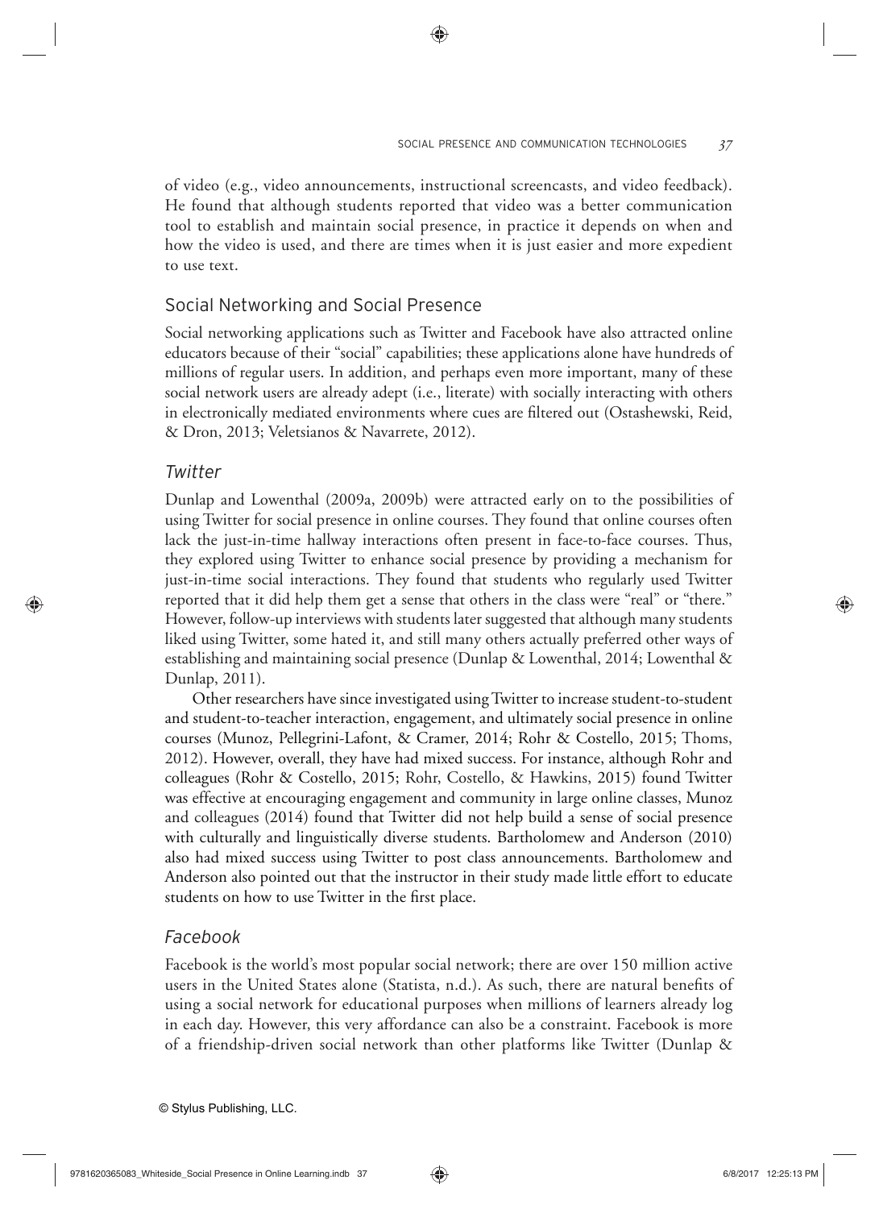of video (e.g., video announcements, instructional screencasts, and video feedback). He found that although students reported that video was a better communication tool to establish and maintain social presence, in practice it depends on when and how the video is used, and there are times when it is just easier and more expedient to use text.

## Social Networking and Social Presence

Social networking applications such as Twitter and Facebook have also attracted online educators because of their "social" capabilities; these applications alone have hundreds of millions of regular users. In addition, and perhaps even more important, many of these social network users are already adept (i.e., literate) with socially interacting with others in electronically mediated environments where cues are filtered out (Ostashewski, Reid, & Dron, 2013; Veletsianos & Navarrete, 2012).

### *Twitter*

Dunlap and Lowenthal (2009a, 2009b) were attracted early on to the possibilities of using Twitter for social presence in online courses. They found that online courses often lack the just-in-time hallway interactions often present in face-to-face courses. Thus, they explored using Twitter to enhance social presence by providing a mechanism for just-in-time social interactions. They found that students who regularly used Twitter reported that it did help them get a sense that others in the class were "real" or "there." However, follow-up interviews with students later suggested that although many students liked using Twitter, some hated it, and still many others actually preferred other ways of establishing and maintaining social presence (Dunlap & Lowenthal, 2014; Lowenthal & Dunlap, 2011).

Other researchers have since investigated using Twitter to increase student-to-student and student-to-teacher interaction, engagement, and ultimately social presence in online courses (Munoz, Pellegrini-Lafont, & Cramer, 2014; Rohr & Costello, 2015; Thoms, 2012). However, overall, they have had mixed success. For instance, although Rohr and colleagues (Rohr & Costello, 2015; Rohr, Costello, & Hawkins, 2015) found Twitter was effective at encouraging engagement and community in large online classes, Munoz and colleagues (2014) found that Twitter did not help build a sense of social presence with culturally and linguistically diverse students. Bartholomew and Anderson (2010) also had mixed success using Twitter to post class announcements. Bartholomew and Anderson also pointed out that the instructor in their study made little effort to educate students on how to use Twitter in the first place.

### *Facebook*

Facebook is the world's most popular social network; there are over 150 million active users in the United States alone (Statista, n.d.). As such, there are natural benefits of using a social network for educational purposes when millions of learners already log in each day. However, this very affordance can also be a constraint. Facebook is more of a friendship-driven social network than other platforms like Twitter (Dunlap &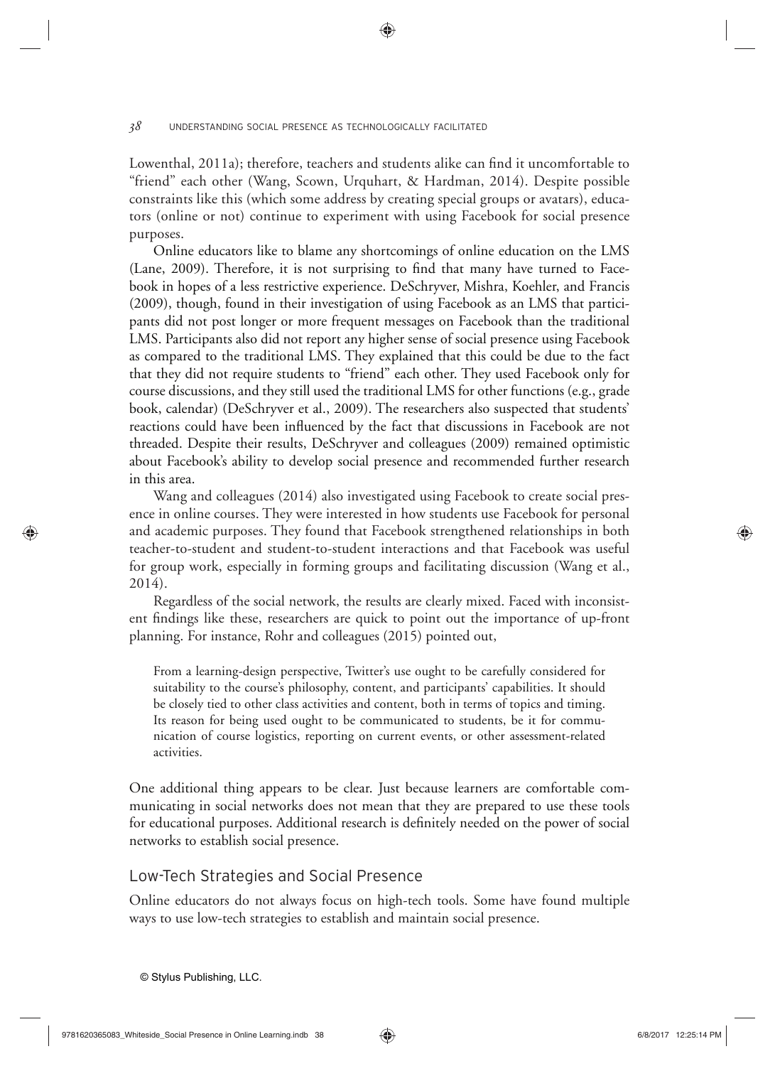Lowenthal, 2011a); therefore, teachers and students alike can find it uncomfortable to "friend" each other (Wang, Scown, Urquhart, & Hardman, 2014). Despite possible constraints like this (which some address by creating special groups or avatars), educators (online or not) continue to experiment with using Facebook for social presence purposes.

Online educators like to blame any shortcomings of online education on the LMS (Lane, 2009). Therefore, it is not surprising to find that many have turned to Facebook in hopes of a less restrictive experience. DeSchryver, Mishra, Koehler, and Francis (2009), though, found in their investigation of using Facebook as an LMS that participants did not post longer or more frequent messages on Facebook than the traditional LMS. Participants also did not report any higher sense of social presence using Facebook as compared to the traditional LMS. They explained that this could be due to the fact that they did not require students to "friend" each other. They used Facebook only for course discussions, and they still used the traditional LMS for other functions (e.g., grade book, calendar) (DeSchryver et al., 2009). The researchers also suspected that students' reactions could have been influenced by the fact that discussions in Facebook are not threaded. Despite their results, DeSchryver and colleagues (2009) remained optimistic about Facebook's ability to develop social presence and recommended further research in this area.

Wang and colleagues (2014) also investigated using Facebook to create social presence in online courses. They were interested in how students use Facebook for personal and academic purposes. They found that Facebook strengthened relationships in both teacher-to-student and student-to-student interactions and that Facebook was useful for group work, especially in forming groups and facilitating discussion (Wang et al., 2014).

Regardless of the social network, the results are clearly mixed. Faced with inconsistent findings like these, researchers are quick to point out the importance of up-front planning. For instance, Rohr and colleagues (2015) pointed out,

> From a learning-design perspective, Twitter's use ought to be carefully considered for suitability to the course's philosophy, content, and participants' capabilities. It should be closely tied to other class activities and content, both in terms of topics and timing. Its reason for being used ought to be communicated to students, be it for communication of course logistics, reporting on current events, or other assessment-related activities.

One additional thing appears to be clear. Just because learners are comfortable communicating in social networks does not mean that they are prepared to use these tools for educational purposes. Additional research is definitely needed on the power of social networks to establish social presence.

## Low-Tech Strategies and Social Presence

Online educators do not always focus on high-tech tools. Some have found multiple ways to use low-tech strategies to establish and maintain social presence.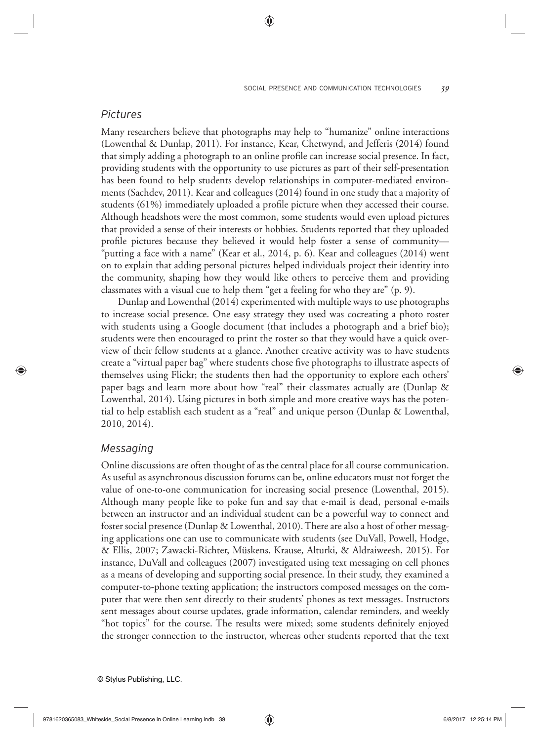## *Pictures*

Many researchers believe that photographs may help to "humanize" online interactions (Lowenthal & Dunlap, 2011). For instance, Kear, Chetwynd, and Jefferis (2014) found that simply adding a photograph to an online profile can increase social presence. In fact, providing students with the opportunity to use pictures as part of their self-presentation has been found to help students develop relationships in computer-mediated environments (Sachdev, 2011). Kear and colleagues (2014) found in one study that a majority of students (61%) immediately uploaded a profile picture when they accessed their course. Although headshots were the most common, some students would even upload pictures that provided a sense of their interests or hobbies. Students reported that they uploaded profile pictures because they believed it would help foster a sense of community—"putting a face with a name" (Kear et al., 2014, p. 6). Kear and colleagues (2014) went on to explain that adding personal pictures helped individuals project their identity into the community, shaping how they would like others to perceive them and providing classmates with a visual cue to help them "get a feeling for who they are" (p. 9).

Dunlap and Lowenthal (2014) experimented with multiple ways to use photographs to increase social presence. One easy strategy they used was cocreating a photo roster with students using a Google document (that includes a photograph and a brief bio); students were then encouraged to print the roster so that they would have a quick overview of their fellow students at a glance. Another creative activity was to have students create a "virtual paper bag" where students chose five photographs to illustrate aspects of themselves using Flickr; the students then had the opportunity to explore each others' paper bags and learn more about how "real" their classmates actually are (Dunlap & Lowenthal, 2014). Using pictures in both simple and more creative ways has the potential to help establish each student as a "real" and unique person (Dunlap & Lowenthal, 2010, 2014).

## *Messaging*

Online discussions are often thought of as the central place for all course communication. As useful as asynchronous discussion forums can be, online educators must not forget the value of one-to-one communication for increasing social presence (Lowenthal, 2015). Although many people like to poke fun and say that e-mail is dead, personal e-mails between an instructor and an individual student can be a powerful way to connect and foster social presence (Dunlap & Lowenthal, 2010). There are also a host of other messaging applications one can use to communicate with students (see DuVall, Powell, Hodge, & Ellis, 2007; Zawacki-Richter, Müskens, Krause, Alturki, & Aldraiweesh, 2015). For instance, DuVall and colleagues (2007) investigated using text messaging on cell phones as a means of developing and supporting social presence. In their study, they examined a computer-to-phone texting application; the instructors composed messages on the computer that were then sent directly to their students' phones as text messages. Instructors sent messages about course updates, grade information, calendar reminders, and weekly "hot topics" for the course. The results were mixed; some students definitely enjoyed the stronger connection to the instructor, whereas other students reported that the text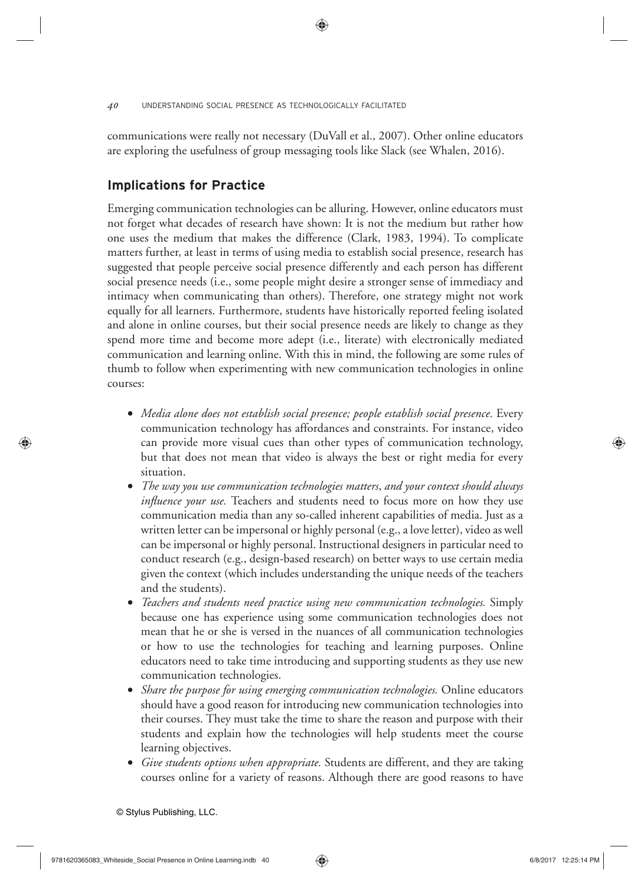communications were really not necessary (DuVall et al., 2007). Other online educators are exploring the usefulness of group messaging tools like Slack (see Whalen, 2016).

## Implications for Practice

Emerging communication technologies can be alluring. However, online educators must not forget what decades of research have shown: It is not the medium but rather how one uses the medium that makes the difference (Clark, 1983, 1994). To complicate matters further, at least in terms of using media to establish social presence, research has suggested that people perceive social presence differently and each person has different social presence needs (i.e., some people might desire a stronger sense of immediacy and intimacy when communicating than others). Therefore, one strategy might not work equally for all learners. Furthermore, students have historically reported feeling isolated and alone in online courses, but their social presence needs are likely to change as they spend more time and become more adept (i.e., literate) with electronically mediated communication and learning online. With this in mind, the following are some rules of thumb to follow when experimenting with new communication technologies in online courses:

- *Media alone does not establish social presence; people establish social presence.* Every communication technology has affordances and constraints. For instance, video can provide more visual cues than other types of communication technology, but that does not mean that video is always the best or right media for every situation.
- *The way you use communication technologies matters, and your context should always influence your use.* Teachers and students need to focus more on how they use communication media than any so-called inherent capabilities of media. Just as a written letter can be impersonal or highly personal (e.g., a love letter), video as well can be impersonal or highly personal. Instructional designers in particular need to conduct research (e.g., design-based research) on better ways to use certain media given the context (which includes understanding the unique needs of the teachers and the students).
- *Teachers and students need practice using new communication technologies.* Simply because one has experience using some communication technologies does not mean that he or she is versed in the nuances of all communication technologies or how to use the technologies for teaching and learning purposes. Online educators need to take time introducing and supporting students as they use new communication technologies.
- *Share the purpose for using emerging communication technologies.* Online educators should have a good reason for introducing new communication technologies into their courses. They must take the time to share the reason and purpose with their students and explain how the technologies will help students meet the course learning objectives.
- *Give students options when appropriate.* Students are different, and they are taking courses online for a variety of reasons. Although there are good reasons to have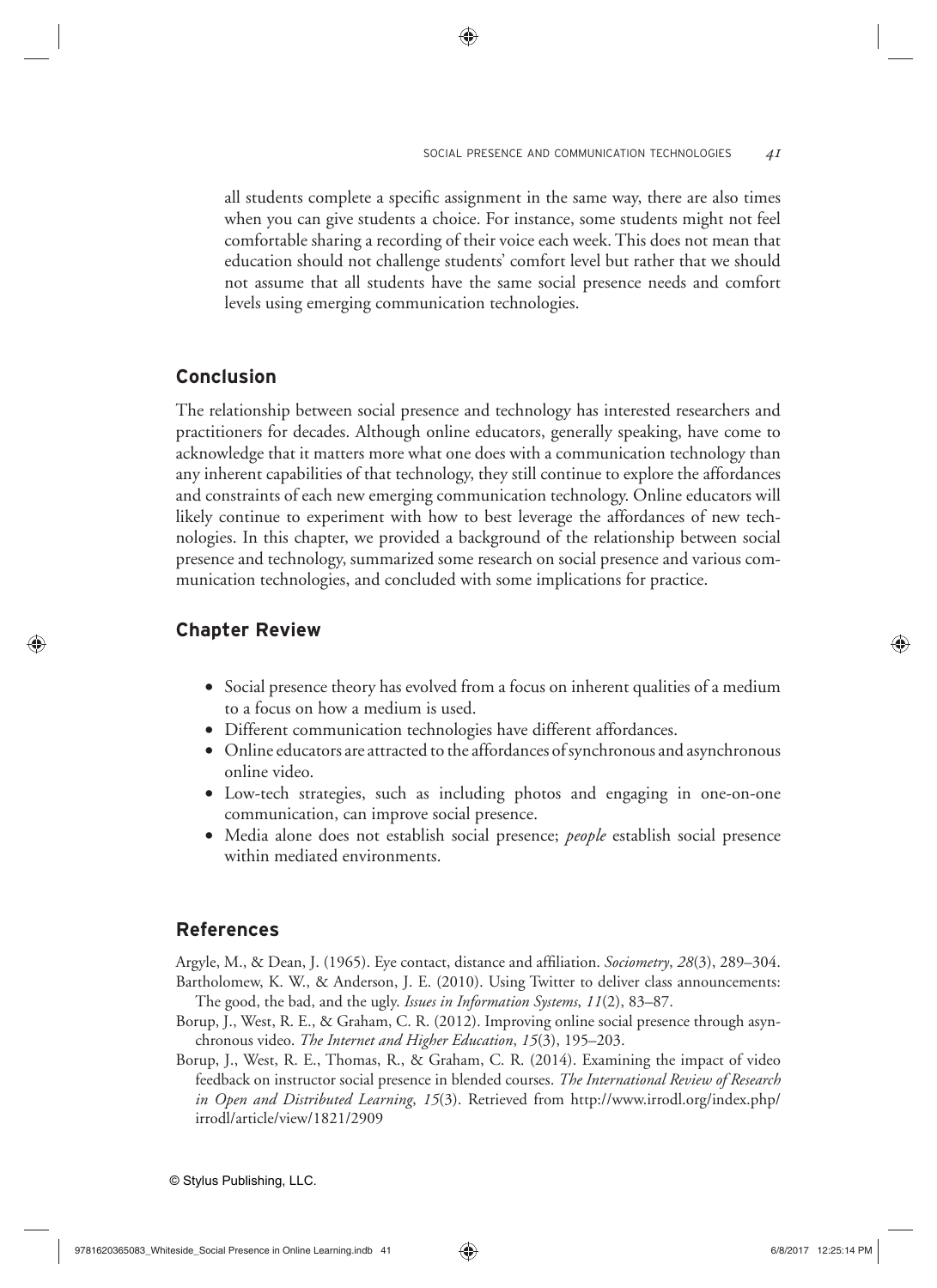all students complete a specific assignment in the same way, there are also times when you can give students a choice. For instance, some students might not feel comfortable sharing a recording of their voice each week. This does not mean that education should not challenge students' comfort level but rather that we should not assume that all students have the same social presence needs and comfort levels using emerging communication technologies.

## Conclusion

The relationship between social presence and technology has interested researchers and practitioners for decades. Although online educators, generally speaking, have come to acknowledge that it matters more what one does with a communication technology than any inherent capabilities of that technology, they still continue to explore the affordances and constraints of each new emerging communication technology. Online educators will likely continue to experiment with how to best leverage the affordances of new technologies. In this chapter, we provided a background of the relationship between social presence and technology, summarized some research on social presence and various communication technologies, and concluded with some implications for practice.

## Chapter Review

- Social presence theory has evolved from a focus on inherent qualities of a medium to a focus on how a medium is used.
- Different communication technologies have different affordances.
- Online educators are attracted to the affordances of synchronous and asynchronous online video.
- Low-tech strategies, such as including photos and engaging in one-on-one communication, can improve social presence.
- Media alone does not establish social presence; *people* establish social presence within mediated environments.

## References

Argyle, M., & Dean, J. (1965). Eye contact, distance and affiliation. *Sociometry*, *28*(3), 289–304.

Bartholomew, K. W., & Anderson, J. E. (2010). Using Twitter to deliver class announcements: The good, the bad, and the ugly. *Issues in Information Systems*, *11*(2), 83–87.

Borup, J., West, R. E., & Graham, C. R. (2012). Improving online social presence through asynchronous video. *The Internet and Higher Education*, *15*(3), 195–203.

Borup, J., West, R. E., Thomas, R., & Graham, C. R. (2014). Examining the impact of video feedback on instructor social presence in blended courses. *The International Review of Research in Open and Distributed Learning*, *15*(3). Retrieved from http://www.irrodl.org/index.php/irrodl/article/view/1821/2909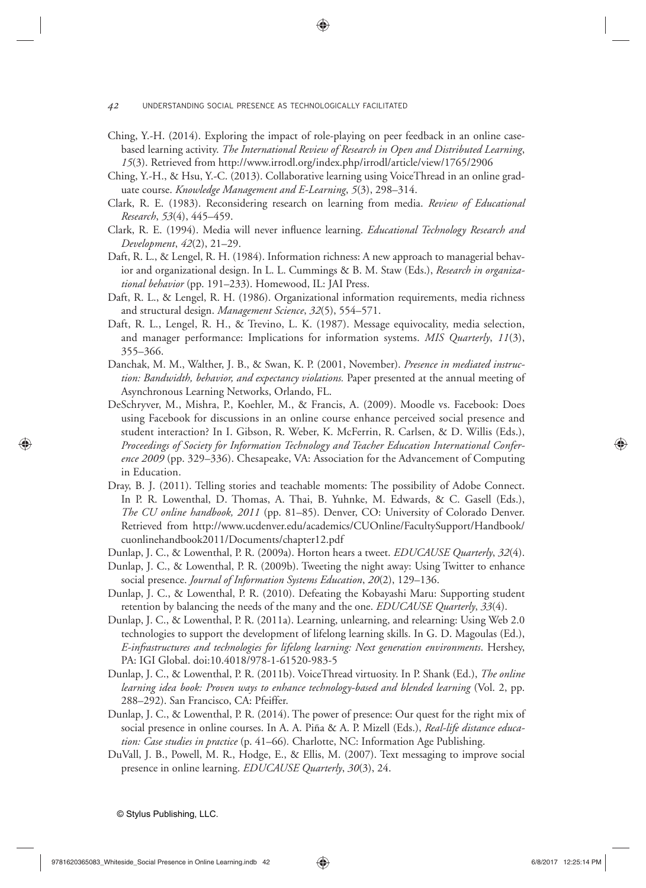Ching, Y.-H. (2014). Exploring the impact of role-playing on peer feedback in an online case-based learning activity. *The International Review of Research in Open and Distributed Learning*, *15*(3). Retrieved from http://www.irrodl.org/index.php/irrodl/article/view/1765/2906

Ching, Y.-H., & Hsu, Y.-C. (2013). Collaborative learning using VoiceThread in an online graduate course. *Knowledge Management and E-Learning*, *5*(3), 298–314.

Clark, R. E. (1983). Reconsidering research on learning from media. *Review of Educational Research*, *53*(4), 445–459.

Clark, R. E. (1994). Media will never influence learning. *Educational Technology Research and Development*, *42*(2), 21–29.

Daft, R. L., & Lengel, R. H. (1984). Information richness: A new approach to managerial behavior and organizational design. In L. L. Cummings & B. M. Staw (Eds.), *Research in organizational behavior* (pp. 191–233). Homewood, IL: JAI Press.

Daft, R. L., & Lengel, R. H. (1986). Organizational information requirements, media richness and structural design. *Management Science*, *32*(5), 554–571.

Daft, R. L., Lengel, R. H., & Trevino, L. K. (1987). Message equivocality, media selection, and manager performance: Implications for information systems. *MIS Quarterly*, *11*(3), 355–366.

Danchak, M. M., Walther, J. B., & Swan, K. P. (2001, November). *Presence in mediated instruction: Bandwidth, behavior, and expectancy violations.* Paper presented at the annual meeting of Asynchronous Learning Networks, Orlando, FL.

DeSchryver, M., Mishra, P., Koehler, M., & Francis, A. (2009). Moodle vs. Facebook: Does using Facebook for discussions in an online course enhance perceived social presence and student interaction? In I. Gibson, R. Weber, K. McFerrin, R. Carlsen, & D. Willis (Eds.), *Proceedings of Society for Information Technology and Teacher Education International Conference 2009* (pp. 329–336). Chesapeake, VA: Association for the Advancement of Computing in Education.

Dray, B. J. (2011). Telling stories and teachable moments: The possibility of Adobe Connect. In P. R. Lowenthal, D. Thomas, A. Thai, B. Yuhnke, M. Edwards, & C. Gasell (Eds.), *The CU online handbook, 2011* (pp. 81–85). Denver, CO: University of Colorado Denver. Retrieved from http://www.ucdenver.edu/academics/CUOnline/FacultySupport/Handbook/cuonlinehandbook2011/Documents/chapter12.pdf

Dunlap, J. C., & Lowenthal, P. R. (2009a). Horton hears a tweet. *EDUCAUSE Quarterly*, *32*(4).

Dunlap, J. C., & Lowenthal, P. R. (2009b). Tweeting the night away: Using Twitter to enhance social presence. *Journal of Information Systems Education*, *20*(2), 129–136.

Dunlap, J. C., & Lowenthal, P. R. (2010). Defeating the Kobayashi Maru: Supporting student retention by balancing the needs of the many and the one. *EDUCAUSE Quarterly*, *33*(4).

Dunlap, J. C., & Lowenthal, P. R. (2011a). Learning, unlearning, and relearning: Using Web 2.0 technologies to support the development of lifelong learning skills. In G. D. Magoulas (Ed.), *E-infrastructures and technologies for lifelong learning: Next generation environments*. Hershey, PA: IGI Global. doi:10.4018/978-1-61520-983-5

Dunlap, J. C., & Lowenthal, P. R. (2011b). VoiceThread virtuosity. In P. Shank (Ed.), *The online learning idea book: Proven ways to enhance technology-based and blended learning* (Vol. 2, pp. 288–292). San Francisco, CA: Pfeiffer.

Dunlap, J. C., & Lowenthal, P. R. (2014). The power of presence: Our quest for the right mix of social presence in online courses. In A. A. Piña & A. P. Mizell (Eds.), *Real-life distance education: Case studies in practice* (p. 41–66). Charlotte, NC: Information Age Publishing.

DuVall, J. B., Powell, M. R., Hodge, E., & Ellis, M. (2007). Text messaging to improve social presence in online learning. *EDUCAUSE Quarterly*, *30*(3), 24.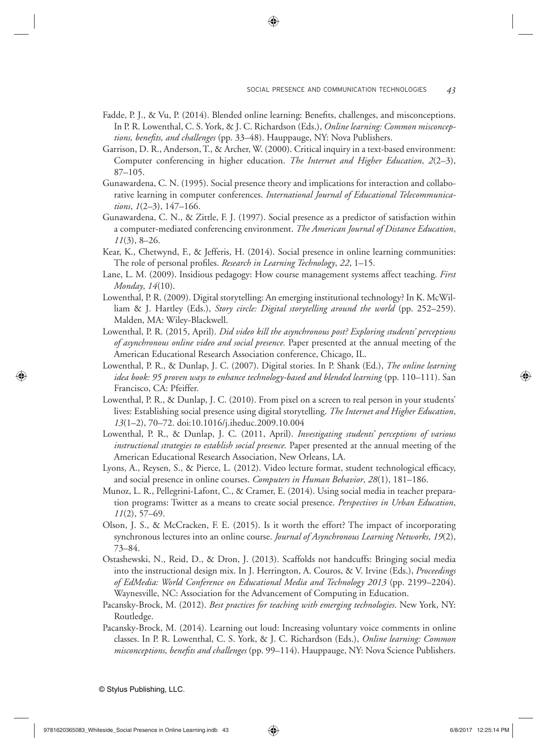Fadde, P. J., & Vu, P. (2014). Blended online learning: Benefits, challenges, and misconceptions. In P. R. Lowenthal, C. S. York, & J. C. Richardson (Eds.), *Online learning: Common misconceptions, benefits, and challenges* (pp. 33–48). Hauppauge, NY: Nova Publishers.

Garrison, D. R., Anderson, T., & Archer, W. (2000). Critical inquiry in a text-based environment: Computer conferencing in higher education. *The Internet and Higher Education*, *2*(2–3), 87–105.

Gunawardena, C. N. (1995). Social presence theory and implications for interaction and collaborative learning in computer conferences. *International Journal of Educational Telecommunications*, *1*(2–3), 147–166.

Gunawardena, C. N., & Zittle, F. J. (1997). Social presence as a predictor of satisfaction within a computer-mediated conferencing environment. *The American Journal of Distance Education*, *11*(3), 8–26.

Kear, K., Chetwynd, F., & Jefferis, H. (2014). Social presence in online learning communities: The role of personal profiles. *Research in Learning Technology*, *22*, 1–15.

Lane, L. M. (2009). Insidious pedagogy: How course management systems affect teaching. *First Monday*, *14*(10).

Lowenthal, P. R. (2009). Digital storytelling: An emerging institutional technology? In K. McWilliam & J. Hartley (Eds.), *Story circle: Digital storytelling around the world* (pp. 252–259). Malden, MA: Wiley-Blackwell.

Lowenthal, P. R. (2015, April). *Did video kill the asynchronous post? Exploring students' perceptions of asynchronous online video and social presence.* Paper presented at the annual meeting of the American Educational Research Association conference, Chicago, IL.

Lowenthal, P. R., & Dunlap, J. C. (2007). Digital stories. In P. Shank (Ed.), *The online learning idea book: 95 proven ways to enhance technology-based and blended learning* (pp. 110–111). San Francisco, CA: Pfeiffer.

Lowenthal, P. R., & Dunlap, J. C. (2010). From pixel on a screen to real person in your students' lives: Establishing social presence using digital storytelling. *The Internet and Higher Education*, *13*(1–2), 70–72. doi:10.1016/j.iheduc.2009.10.004

Lowenthal, P. R., & Dunlap, J. C. (2011, April). *Investigating students' perceptions of various instructional strategies to establish social presence.* Paper presented at the annual meeting of the American Educational Research Association, New Orleans, LA.

Lyons, A., Reysen, S., & Pierce, L. (2012). Video lecture format, student technological efficacy, and social presence in online courses. *Computers in Human Behavior*, *28*(1), 181–186.

Munoz, L. R., Pellegrini-Lafont, C., & Cramer, E. (2014). Using social media in teacher preparation programs: Twitter as a means to create social presence. *Perspectives in Urban Education*, *11*(2), 57–69.

Olson, J. S., & McCracken, F. E. (2015). Is it worth the effort? The impact of incorporating synchronous lectures into an online course. *Journal of Asynchronous Learning Networks*, *19*(2), 73–84.

Ostashewski, N., Reid, D., & Dron, J. (2013). Scaffolds not handcuffs: Bringing social media into the instructional design mix. In J. Herrington, A. Couros, & V. Irvine (Eds.), *Proceedings of EdMedia: World Conference on Educational Media and Technology 2013* (pp. 2199–2204). Waynesville, NC: Association for the Advancement of Computing in Education.

Pacansky-Brock, M. (2012). *Best practices for teaching with emerging technologies*. New York, NY: Routledge.

Pacansky-Brock, M. (2014). Learning out loud: Increasing voluntary voice comments in online classes. In P. R. Lowenthal, C. S. York, & J. C. Richardson (Eds.), *Online learning: Common misconceptions, benefits and challenges* (pp. 99–114). Hauppauge, NY: Nova Science Publishers.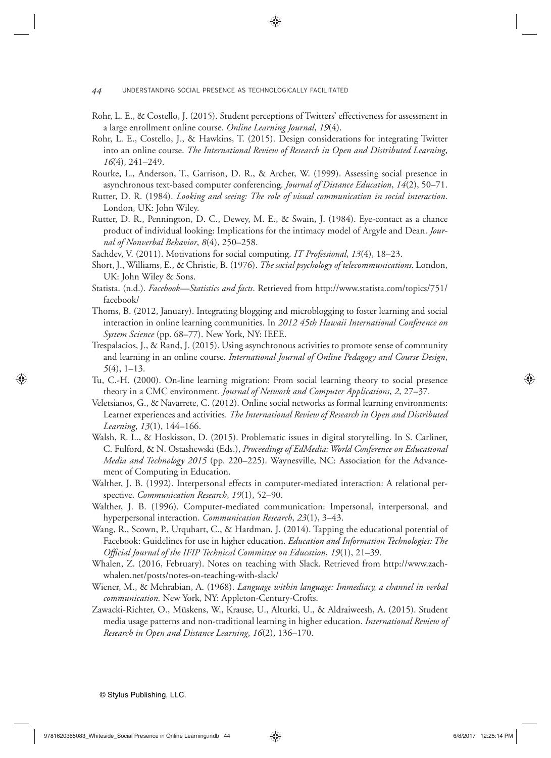Rohr, L. E., & Costello, J. (2015). Student perceptions of Twitters' effectiveness for assessment in a large enrollment online course. *Online Learning Journal*, *19*(4).

Rohr, L. E., Costello, J., & Hawkins, T. (2015). Design considerations for integrating Twitter into an online course. *The International Review of Research in Open and Distributed Learning*, *16*(4), 241–249.

Rourke, L., Anderson, T., Garrison, D. R., & Archer, W. (1999). Assessing social presence in asynchronous text-based computer conferencing. *Journal of Distance Education*, *14*(2), 50–71.

Rutter, D. R. (1984). *Looking and seeing: The role of visual communication in social interaction*. London, UK: John Wiley.

Rutter, D. R., Pennington, D. C., Dewey, M. E., & Swain, J. (1984). Eye-contact as a chance product of individual looking: Implications for the intimacy model of Argyle and Dean. *Journal of Nonverbal Behavior*, *8*(4), 250–258.

Sachdev, V. (2011). Motivations for social computing. *IT Professional*, *13*(4), 18–23.

Short, J., Williams, E., & Christie, B. (1976). *The social psychology of telecommunications*. London, UK: John Wiley & Sons.

Statista. (n.d.). *Facebook—Statistics and facts*. Retrieved from http://www.statista.com/topics/751/facebook/

Thoms, B. (2012, January). Integrating blogging and microblogging to foster learning and social interaction in online learning communities. In *2012 45th Hawaii International Conference on System Science* (pp. 68–77). New York, NY: IEEE.

Trespalacios, J., & Rand, J. (2015). Using asynchronous activities to promote sense of community and learning in an online course. *International Journal of Online Pedagogy and Course Design*, *5*(4), 1–13.

Tu, C.-H. (2000). On-line learning migration: From social learning theory to social presence theory in a CMC environment. *Journal of Network and Computer Applications*, *2*, 27–37.

Veletsianos, G., & Navarrete, C. (2012). Online social networks as formal learning environments: Learner experiences and activities. *The International Review of Research in Open and Distributed Learning*, *13*(1), 144–166.

Walsh, R. L., & Hoskisson, D. (2015). Problematic issues in digital storytelling. In S. Carliner, C. Fulford, & N. Ostashewski (Eds.), *Proceedings of EdMedia: World Conference on Educational Media and Technology 2015* (pp. 220–225). Waynesville, NC: Association for the Advancement of Computing in Education.

Walther, J. B. (1992). Interpersonal effects in computer-mediated interaction: A relational perspective. *Communication Research*, *19*(1), 52–90.

Walther, J. B. (1996). Computer-mediated communication: Impersonal, interpersonal, and hyperpersonal interaction. *Communication Research*, *23*(1), 3–43.

Wang, R., Scown, P., Urquhart, C., & Hardman, J. (2014). Tapping the educational potential of Facebook: Guidelines for use in higher education. *Education and Information Technologies: The Official Journal of the IFIP Technical Committee on Education*, *19*(1), 21–39.

Whalen, Z. (2016, February). Notes on teaching with Slack. Retrieved from http://www.zachwhalen.net/posts/notes-on-teaching-with-slack/

Wiener, M., & Mehrabian, A. (1968). *Language within language: Immediacy, a channel in verbal communication.* New York, NY: Appleton-Century-Crofts.

Zawacki-Richter, O., Müskens, W., Krause, U., Alturki, U., & Aldraiweesh, A. (2015). Student media usage patterns and non-traditional learning in higher education. *International Review of Research in Open and Distance Learning*, *16*(2), 136–170.